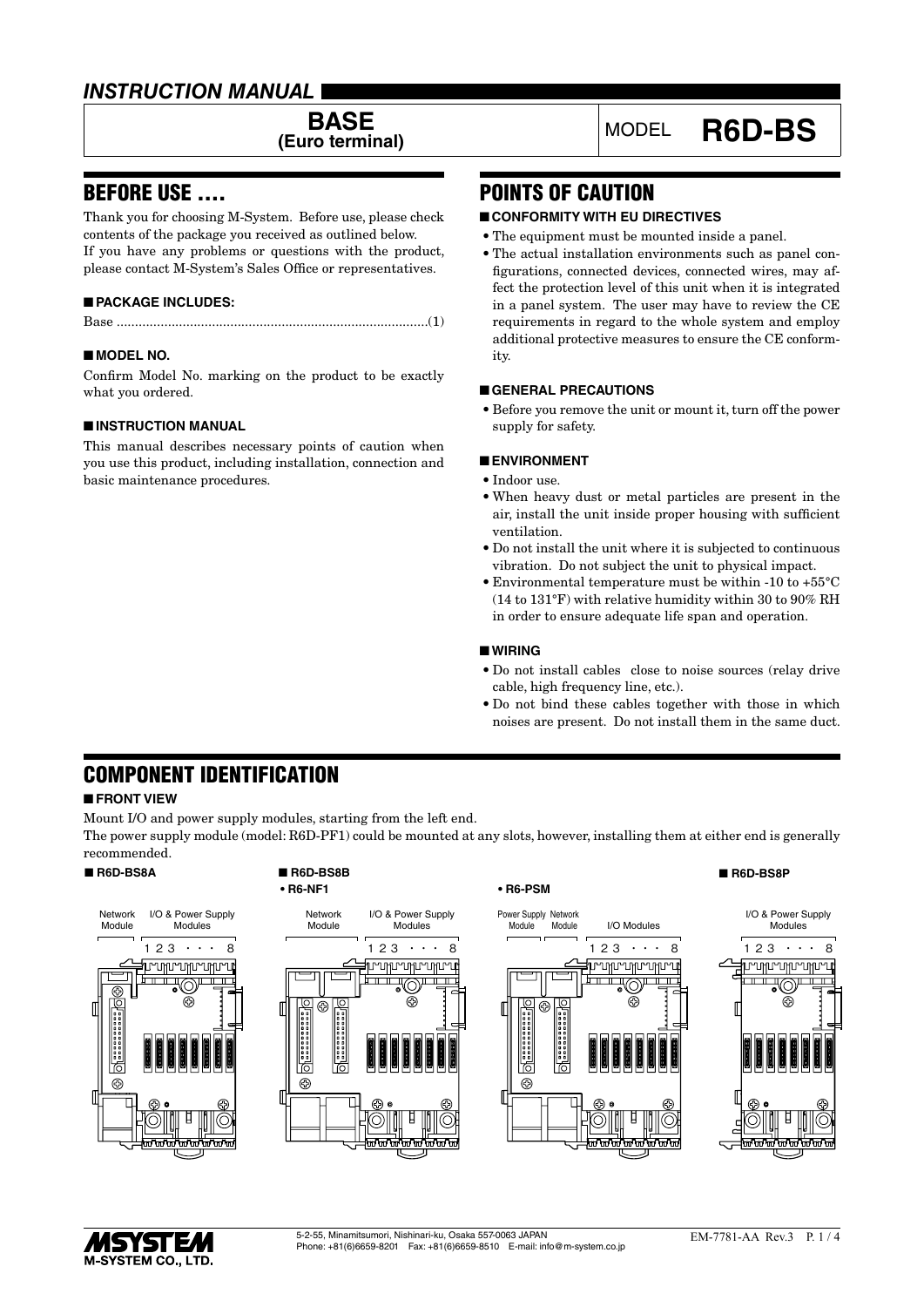# INSTRUCTION MANUAL

## BASE
**(Euro terminal)**

MODEL **R6D-BS**

## BEFORE USE ....

Thank you for choosing M-System. Before use, please check contents of the package you received as outlined below.
If you have any problems or questions with the product, please contact M-System's Sales Office or representatives.

### ■ PACKAGE INCLUDES:

Base ....................................................................................(1)

### ■ MODEL NO.

Confirm Model No. marking on the product to be exactly what you ordered.

### ■ INSTRUCTION MANUAL

This manual describes necessary points of caution when you use this product, including installation, connection and basic maintenance procedures.

## POINTS OF CAUTION

### ■ CONFORMITY WITH EU DIRECTIVES

- The equipment must be mounted inside a panel.
- The actual installation environments such as panel configurations, connected devices, connected wires, may affect the protection level of this unit when it is integrated in a panel system. The user may have to review the CE requirements in regard to the whole system and employ additional protective measures to ensure the CE conformity.

### ■ GENERAL PRECAUTIONS

- Before you remove the unit or mount it, turn off the power supply for safety.

### ■ ENVIRONMENT

- Indoor use.
- When heavy dust or metal particles are present in the air, install the unit inside proper housing with sufficient ventilation.
- Do not install the unit where it is subjected to continuous vibration. Do not subject the unit to physical impact.
- Environmental temperature must be within -10 to +55°C (14 to 131°F) with relative humidity within 30 to 90% RH in order to ensure adequate life span and operation.

### ■ WIRING

- Do not install cables close to noise sources (relay drive cable, high frequency line, etc.).
- Do not bind these cables together with those in which noises are present. Do not install them in the same duct.

## COMPONENT IDENTIFICATION

### ■ FRONT VIEW

Mount I/O and power supply modules, starting from the left end.
The power supply module (model: R6D-PF1) could be mounted at any slots, however, installing them at either end is generally recommended.

■ R6D-BS8A

Network Module | I/O & Power Supply Modules 1 2 3 · · · 8

■ R6D-BS8B

• R6-NF1

Network Module | I/O & Power Supply Modules 1 2 3 · · · 8

• R6-PSM

Power Supply Module | Network Module | I/O Modules 1 2 3 · · · 8

■ R6D-BS8P

I/O & Power Supply Modules 1 2 3 · · · 8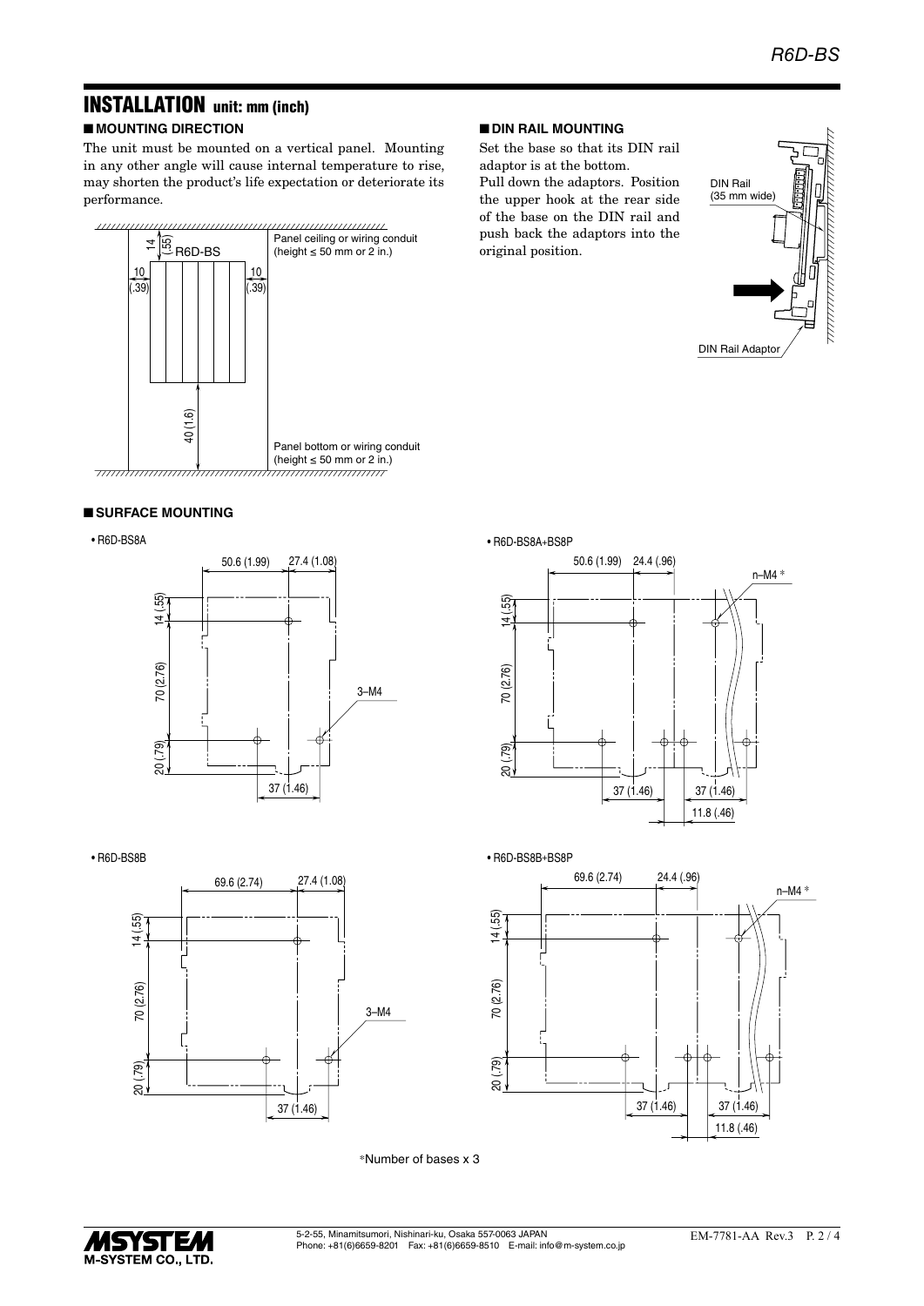## INSTALLATION unit: mm (inch)

### ■ MOUNTING DIRECTION

The unit must be mounted on a vertical panel. Mounting in any other angle will cause internal temperature to rise, may shorten the product's life expectation or deteriorate its performance.

R6D-BS

14 (.55)

10 (.39)

10 (.39)

40 (1.6)

Panel ceiling or wiring conduit (height ≤ 50 mm or 2 in.)

Panel bottom or wiring conduit (height ≤ 50 mm or 2 in.)

### ■ DIN RAIL MOUNTING

Set the base so that its DIN rail adaptor is at the bottom.
Pull down the adaptors. Position the upper hook at the rear side of the base on the DIN rail and push back the adaptors into the original position.

DIN Rail (35 mm wide)

DIN Rail Adaptor

### ■ SURFACE MOUNTING

• R6D-BS8A

50.6 (1.99) 27.4 (1.08) 14 (.55) 70 (2.76) 20 (.79) 3–M4 37 (1.46)

• R6D-BS8A+BS8P

50.6 (1.99) 24.4 (.96) n–M4 * 14 (.55) 70 (2.76) 20 (.79) 37 (1.46) 37 (1.46) 11.8 (.46)

• R6D-BS8B

69.6 (2.74) 27.4 (1.08) 14 (.55) 70 (2.76) 20 (.79) 3–M4 37 (1.46)

• R6D-BS8B+BS8P

69.6 (2.74) 24.4 (.96) n–M4 * 14 (.55) 70 (2.76) 20 (.79) 37 (1.46) 37 (1.46) 11.8 (.46)

*Number of bases x 3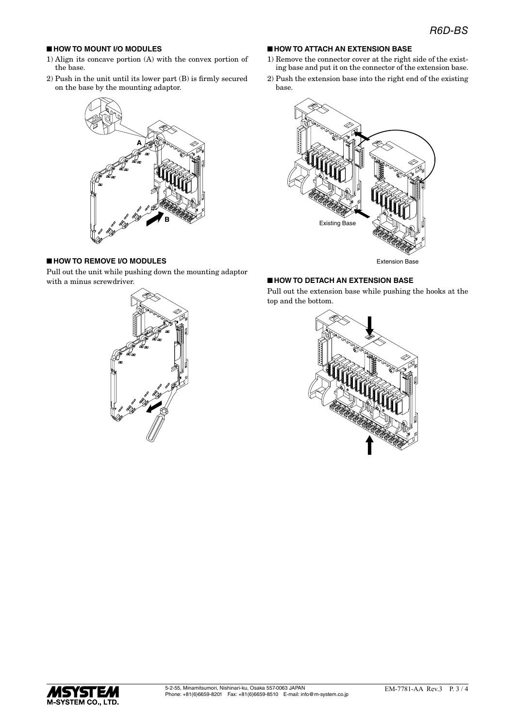## ■ HOW TO MOUNT I/O MODULES

1) Align its concave portion (A) with the convex portion of the base.
2) Push in the unit until its lower part (B) is firmly secured on the base by the mounting adaptor.

## ■ HOW TO REMOVE I/O MODULES

Pull out the unit while pushing down the mounting adaptor with a minus screwdriver.

## ■ HOW TO ATTACH AN EXTENSION BASE

1) Remove the connector cover at the right side of the existing base and put it on the connector of the extension base.
2) Push the extension base into the right end of the existing base.

Existing Base

Extension Base

## ■ HOW TO DETACH AN EXTENSION BASE

Pull out the extension base while pushing the hooks at the top and the bottom.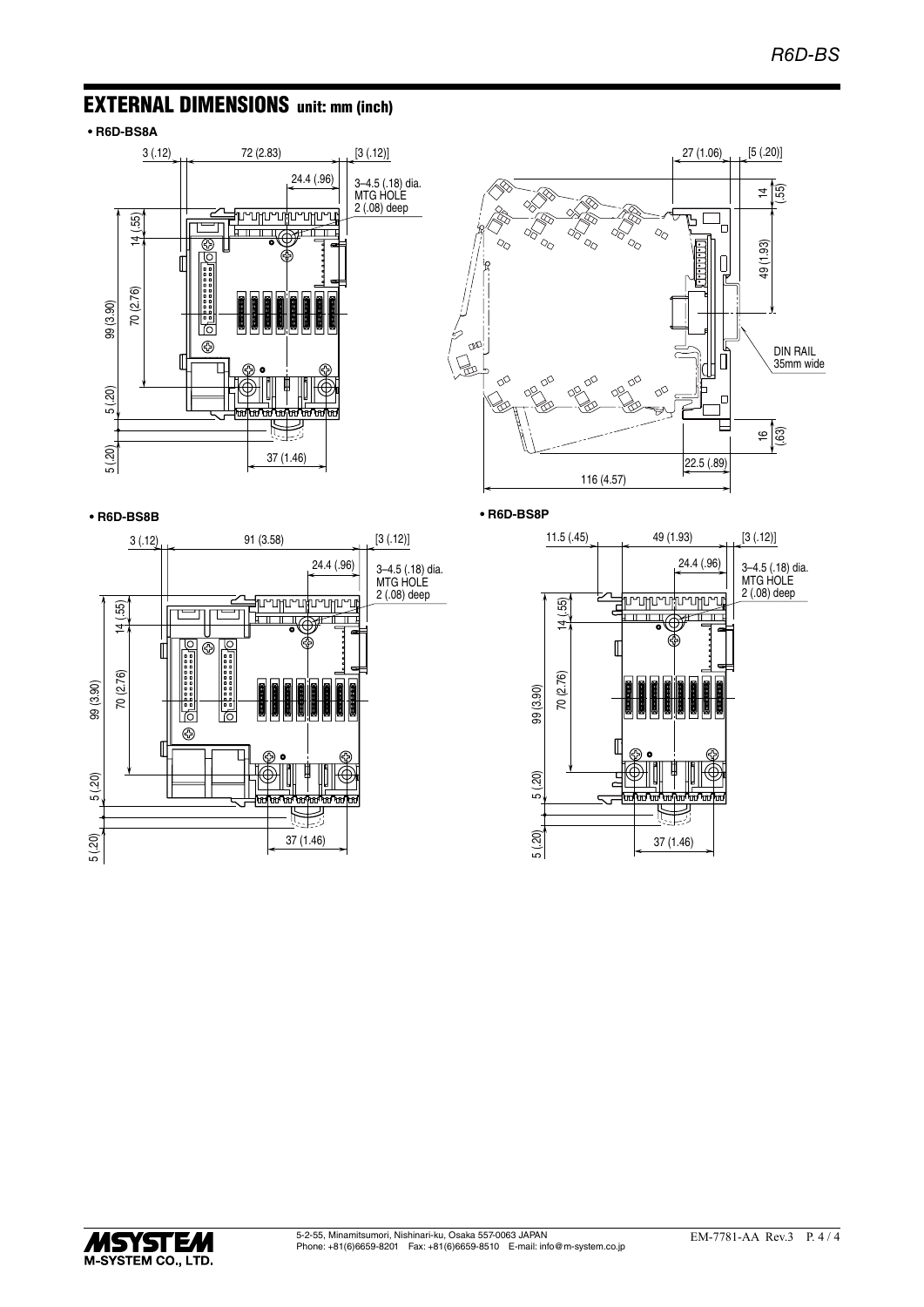## EXTERNAL DIMENSIONS unit: mm (inch)

• R6D-BS8A

3 (.12)
72 (2.83)
[3 (.12)]
24.4 (.96)
3–4.5 (.18) dia.
MTG HOLE
2 (.08) deep
14 (.55)
99 (3.90)
70 (2.76)
5 (.20)
5 (.20)
37 (1.46)

27 (1.06)
[5 (.20)]
14 (.55)
49 (1.93)
DIN RAIL
35mm wide
16 (.63)
22.5 (.89)
116 (4.57)

• R6D-BS8B

3 (.12)
91 (3.58)
[3 (.12)]
24.4 (.96)
3–4.5 (.18) dia.
MTG HOLE
2 (.08) deep
14 (.55)
99 (3.90)
70 (2.76)
5 (.20)
5 (.20)
37 (1.46)

• R6D-BS8P

11.5 (.45)
49 (1.93)
[3 (.12)]
24.4 (.96)
3–4.5 (.18) dia.
MTG HOLE
2 (.08) deep
14 (.55)
99 (3.90)
70 (2.76)
5 (.20)
5 (.20)
37 (1.46)